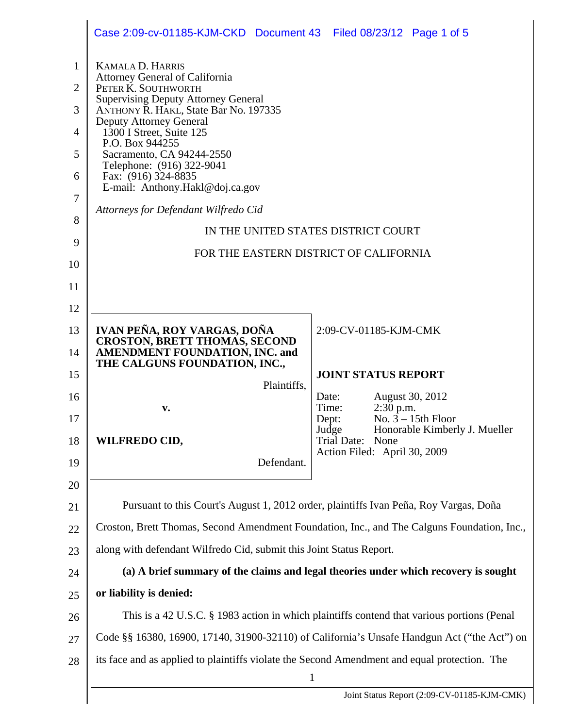KAMALA D. HARRIS
Attorney General of California
PETER K. SOUTHWORTH
Supervising Deputy Attorney General
ANTHONY R. HAKL, State Bar No. 197335
Deputy Attorney General
1300 I Street, Suite 125
P.O. Box 944255
Sacramento, CA 94244-2550
Telephone: (916) 322-9041
Fax: (916) 324-8835
E-mail: Anthony.Hakl@doj.ca.gov

*Attorneys for Defendant Wilfredo Cid*

IN THE UNITED STATES DISTRICT COURT

FOR THE EASTERN DISTRICT OF CALIFORNIA

| | |
|---|---|
| **IVAN PEÑA, ROY VARGAS, DOÑA CROSTON, BRETT THOMAS, SECOND AMENDMENT FOUNDATION, INC. and THE CALGUNS FOUNDATION, INC.,** Plaintiffs, v. **WILFREDO CID,** Defendant. | 2:09-CV-01185-KJM-CMK **JOINT STATUS REPORT** Date: August 30, 2012 Time: 2:30 p.m. Dept: No. 3 – 15th Floor Judge Honorable Kimberly J. Mueller Trial Date: None Action Filed: April 30, 2009 |

Pursuant to this Court's August 1, 2012 order, plaintiffs Ivan Peña, Roy Vargas, Doña Croston, Brett Thomas, Second Amendment Foundation, Inc., and The Calguns Foundation, Inc., along with defendant Wilfredo Cid, submit this Joint Status Report.

**(a) A brief summary of the claims and legal theories under which recovery is sought or liability is denied:**

This is a 42 U.S.C. § 1983 action in which plaintiffs contend that various portions (Penal Code §§ 16380, 16900, 17140, 31900-32110) of California's Unsafe Handgun Act ("the Act") on its face and as applied to plaintiffs violate the Second Amendment and equal protection. The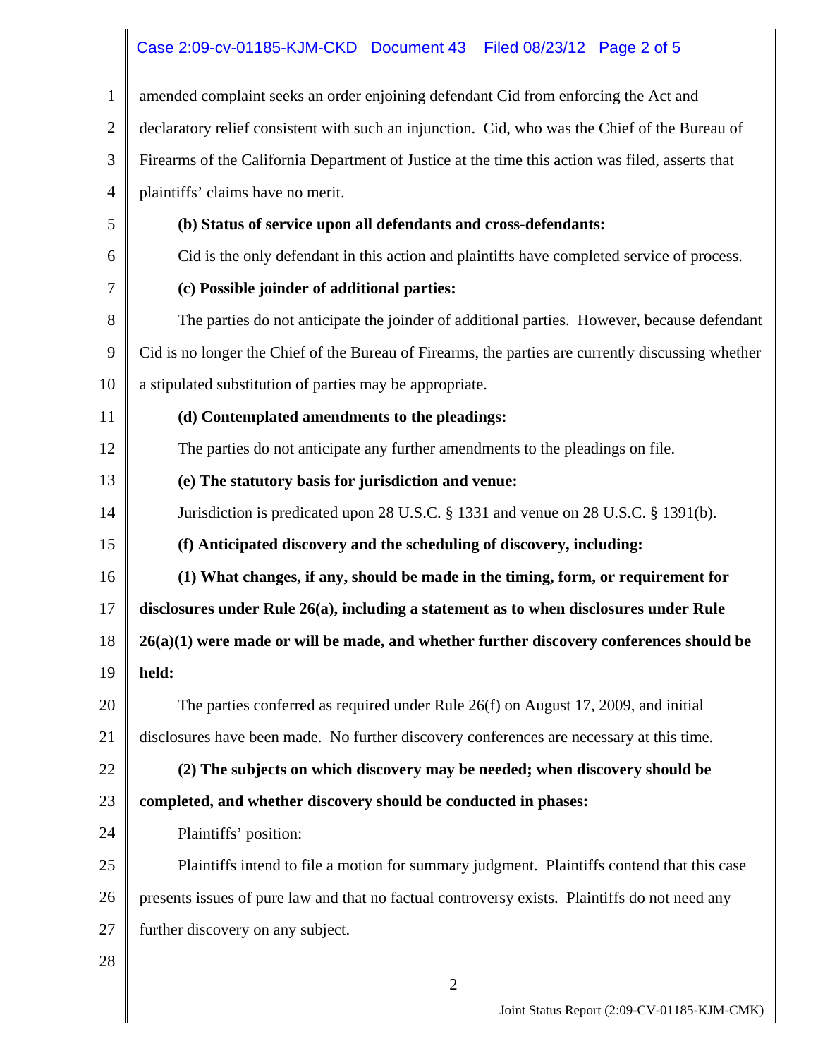amended complaint seeks an order enjoining defendant Cid from enforcing the Act and declaratory relief consistent with such an injunction. Cid, who was the Chief of the Bureau of Firearms of the California Department of Justice at the time this action was filed, asserts that plaintiffs' claims have no merit.

**(b) Status of service upon all defendants and cross-defendants:**

Cid is the only defendant in this action and plaintiffs have completed service of process.

**(c) Possible joinder of additional parties:**

The parties do not anticipate the joinder of additional parties. However, because defendant Cid is no longer the Chief of the Bureau of Firearms, the parties are currently discussing whether a stipulated substitution of parties may be appropriate.

**(d) Contemplated amendments to the pleadings:**

The parties do not anticipate any further amendments to the pleadings on file.

**(e) The statutory basis for jurisdiction and venue:**

Jurisdiction is predicated upon 28 U.S.C. § 1331 and venue on 28 U.S.C. § 1391(b).

**(f) Anticipated discovery and the scheduling of discovery, including:**

**(1) What changes, if any, should be made in the timing, form, or requirement for disclosures under Rule 26(a), including a statement as to when disclosures under Rule 26(a)(1) were made or will be made, and whether further discovery conferences should be held:**

The parties conferred as required under Rule 26(f) on August 17, 2009, and initial disclosures have been made. No further discovery conferences are necessary at this time.

**(2) The subjects on which discovery may be needed; when discovery should be completed, and whether discovery should be conducted in phases:**

Plaintiffs' position:

Plaintiffs intend to file a motion for summary judgment. Plaintiffs contend that this case presents issues of pure law and that no factual controversy exists. Plaintiffs do not need any further discovery on any subject.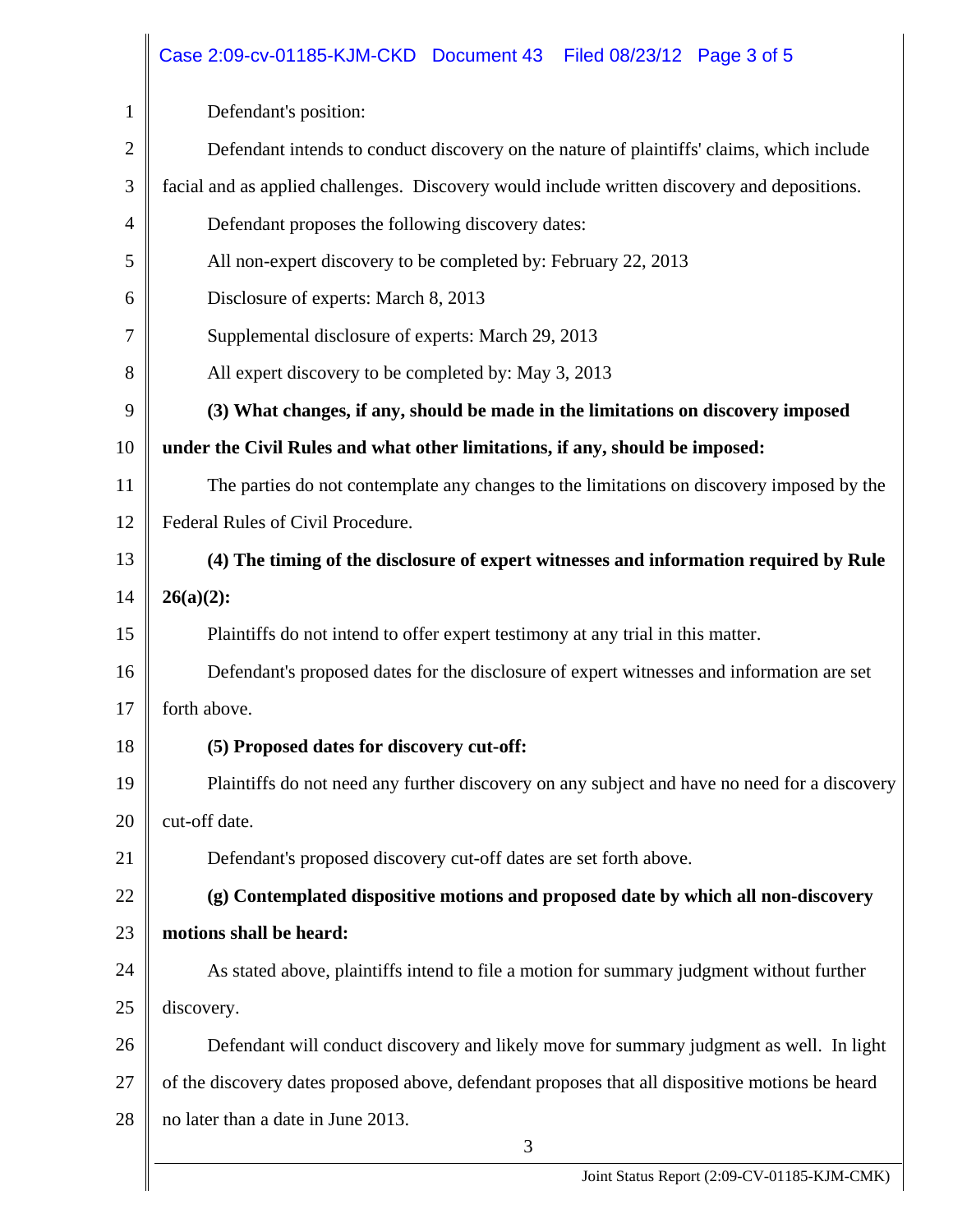Defendant's position:

Defendant intends to conduct discovery on the nature of plaintiffs' claims, which include facial and as applied challenges. Discovery would include written discovery and depositions.

Defendant proposes the following discovery dates:

All non-expert discovery to be completed by: February 22, 2013

Disclosure of experts: March 8, 2013

Supplemental disclosure of experts: March 29, 2013

All expert discovery to be completed by: May 3, 2013

**(3) What changes, if any, should be made in the limitations on discovery imposed under the Civil Rules and what other limitations, if any, should be imposed:**

The parties do not contemplate any changes to the limitations on discovery imposed by the Federal Rules of Civil Procedure.

**(4) The timing of the disclosure of expert witnesses and information required by Rule 26(a)(2):**

Plaintiffs do not intend to offer expert testimony at any trial in this matter.

Defendant's proposed dates for the disclosure of expert witnesses and information are set forth above.

**(5) Proposed dates for discovery cut-off:**

Plaintiffs do not need any further discovery on any subject and have no need for a discovery cut-off date.

Defendant's proposed discovery cut-off dates are set forth above.

**(g) Contemplated dispositive motions and proposed date by which all non-discovery motions shall be heard:**

As stated above, plaintiffs intend to file a motion for summary judgment without further discovery.

Defendant will conduct discovery and likely move for summary judgment as well. In light of the discovery dates proposed above, defendant proposes that all dispositive motions be heard no later than a date in June 2013.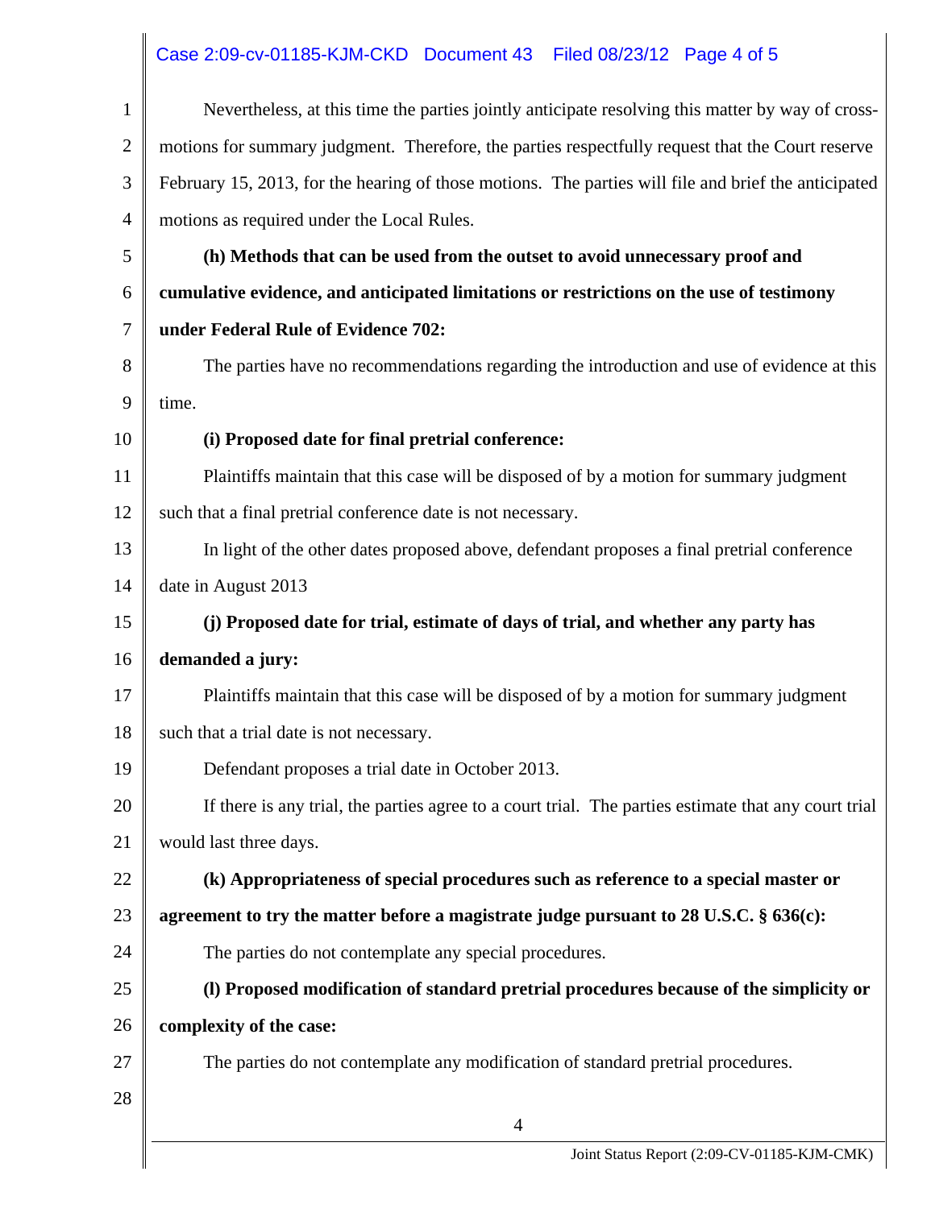Nevertheless, at this time the parties jointly anticipate resolving this matter by way of cross-motions for summary judgment. Therefore, the parties respectfully request that the Court reserve February 15, 2013, for the hearing of those motions. The parties will file and brief the anticipated motions as required under the Local Rules.

**(h) Methods that can be used from the outset to avoid unnecessary proof and cumulative evidence, and anticipated limitations or restrictions on the use of testimony under Federal Rule of Evidence 702:**

The parties have no recommendations regarding the introduction and use of evidence at this time.

**(i) Proposed date for final pretrial conference:**

Plaintiffs maintain that this case will be disposed of by a motion for summary judgment such that a final pretrial conference date is not necessary.

In light of the other dates proposed above, defendant proposes a final pretrial conference date in August 2013

**(j) Proposed date for trial, estimate of days of trial, and whether any party has demanded a jury:**

Plaintiffs maintain that this case will be disposed of by a motion for summary judgment such that a trial date is not necessary.

Defendant proposes a trial date in October 2013.

If there is any trial, the parties agree to a court trial. The parties estimate that any court trial would last three days.

**(k) Appropriateness of special procedures such as reference to a special master or agreement to try the matter before a magistrate judge pursuant to 28 U.S.C. § 636(c):**

The parties do not contemplate any special procedures.

**(l) Proposed modification of standard pretrial procedures because of the simplicity or complexity of the case:**

The parties do not contemplate any modification of standard pretrial procedures.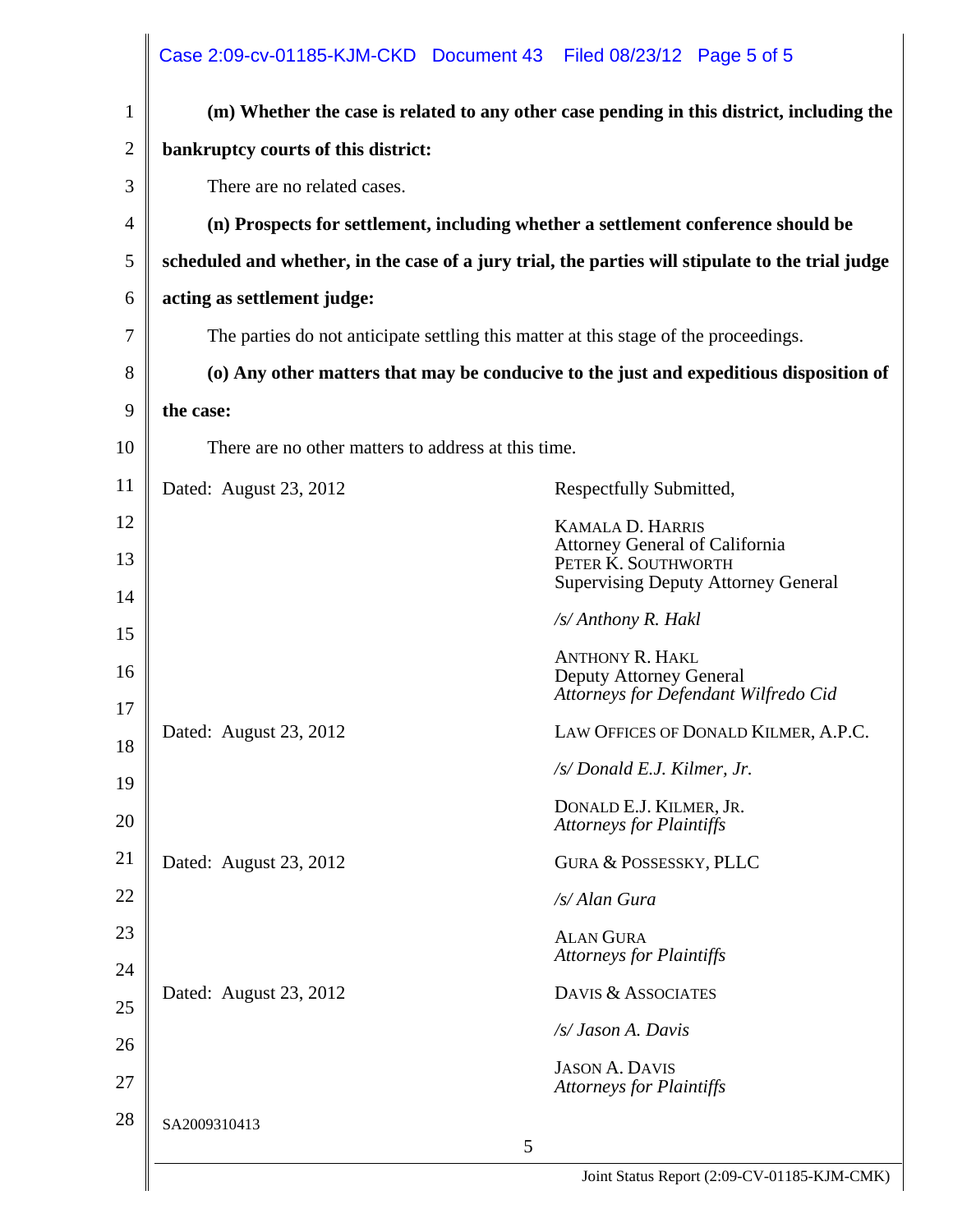**(m) Whether the case is related to any other case pending in this district, including the bankruptcy courts of this district:**

There are no related cases.

**(n) Prospects for settlement, including whether a settlement conference should be scheduled and whether, in the case of a jury trial, the parties will stipulate to the trial judge acting as settlement judge:**

The parties do not anticipate settling this matter at this stage of the proceedings.

**(o) Any other matters that may be conducive to the just and expeditious disposition of the case:**

There are no other matters to address at this time.

Dated: August 23, 2012

Respectfully Submitted,

KAMALA D. HARRIS
Attorney General of California
PETER K. SOUTHWORTH
Supervising Deputy Attorney General

*/s/ Anthony R. Hakl*

ANTHONY R. HAKL
Deputy Attorney General
*Attorneys for Defendant Wilfredo Cid*

Dated: August 23, 2012

LAW OFFICES OF DONALD KILMER, A.P.C.

*/s/ Donald E.J. Kilmer, Jr.*

DONALD E.J. KILMER, JR.
*Attorneys for Plaintiffs*

Dated: August 23, 2012

GURA & POSSESSKY, PLLC

*/s/ Alan Gura*

ALAN GURA
*Attorneys for Plaintiffs*

Dated: August 23, 2012

DAVIS & ASSOCIATES

*/s/ Jason A. Davis*

JASON A. DAVIS
*Attorneys for Plaintiffs*

SA2009310413